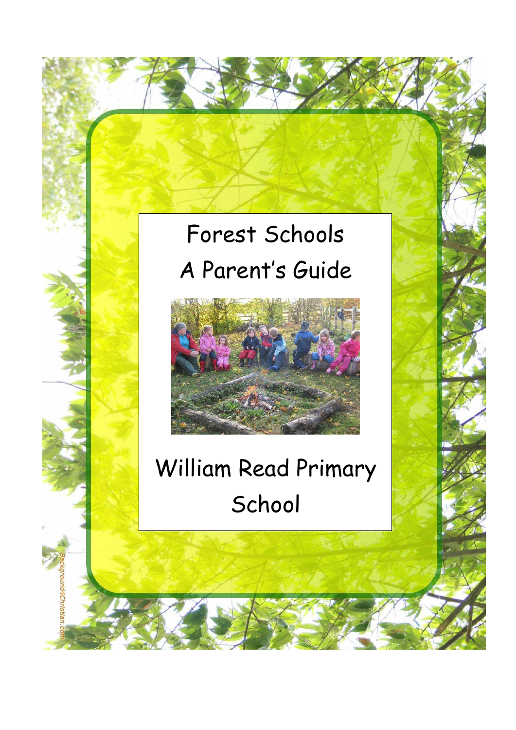# Forest Schools

## A Parent's Guide

## William Read Primary School

Background4Christian.com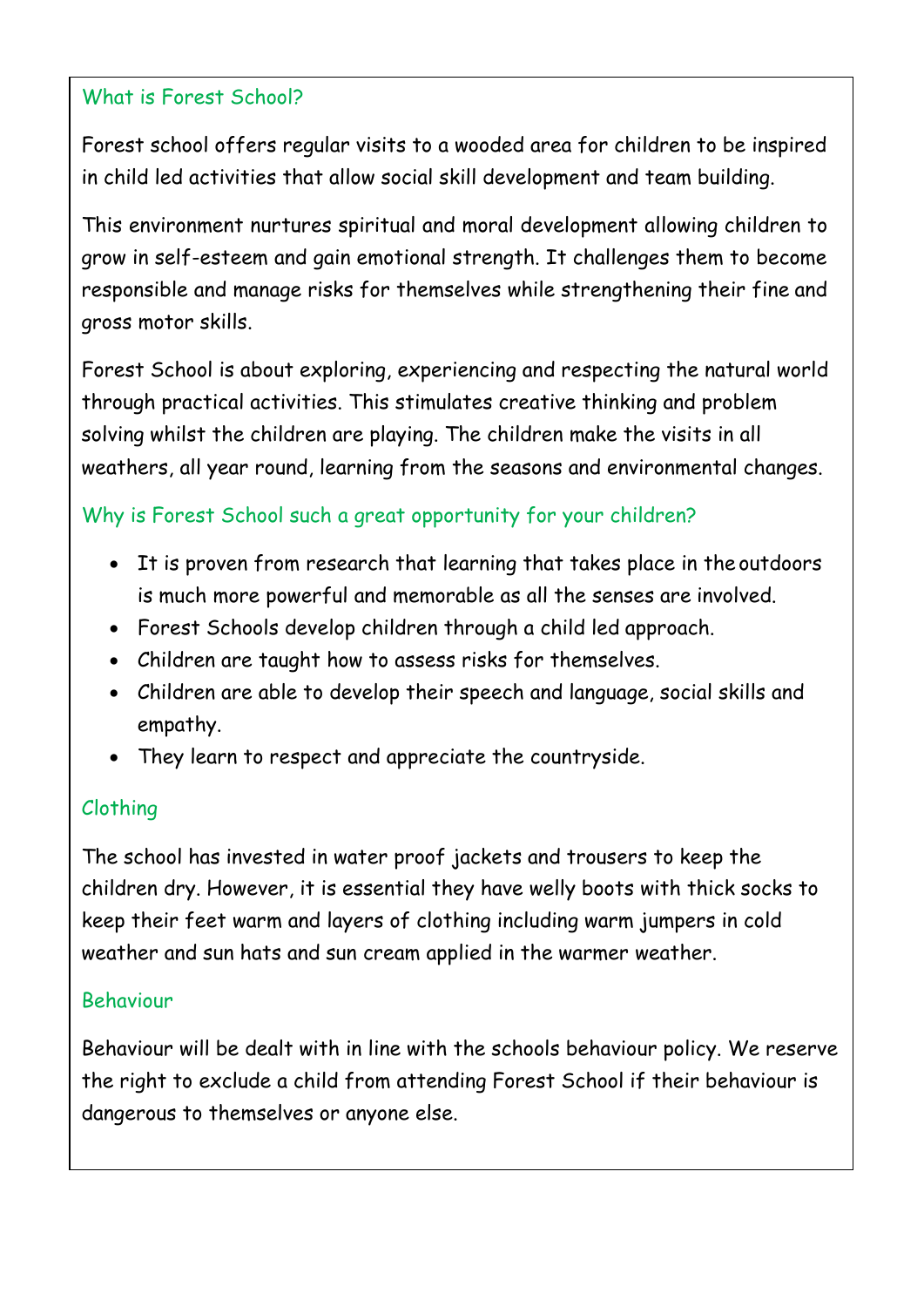## What is Forest School?

Forest school offers regular visits to a wooded area for children to be inspired in child led activities that allow social skill development and team building.

This environment nurtures spiritual and moral development allowing children to grow in self-esteem and gain emotional strength. It challenges them to become responsible and manage risks for themselves while strengthening their fine and gross motor skills.

Forest School is about exploring, experiencing and respecting the natural world through practical activities. This stimulates creative thinking and problem solving whilst the children are playing. The children make the visits in all weathers, all year round, learning from the seasons and environmental changes.

## Why is Forest School such a great opportunity for your children?

- It is proven from research that learning that takes place in the outdoors is much more powerful and memorable as all the senses are involved.
- Forest Schools develop children through a child led approach.
- Children are taught how to assess risks for themselves.
- Children are able to develop their speech and language, social skills and empathy.
- They learn to respect and appreciate the countryside.

## Clothing

The school has invested in water proof jackets and trousers to keep the children dry. However, it is essential they have welly boots with thick socks to keep their feet warm and layers of clothing including warm jumpers in cold weather and sun hats and sun cream applied in the warmer weather.

## Behaviour

Behaviour will be dealt with in line with the schools behaviour policy. We reserve the right to exclude a child from attending Forest School if their behaviour is dangerous to themselves or anyone else.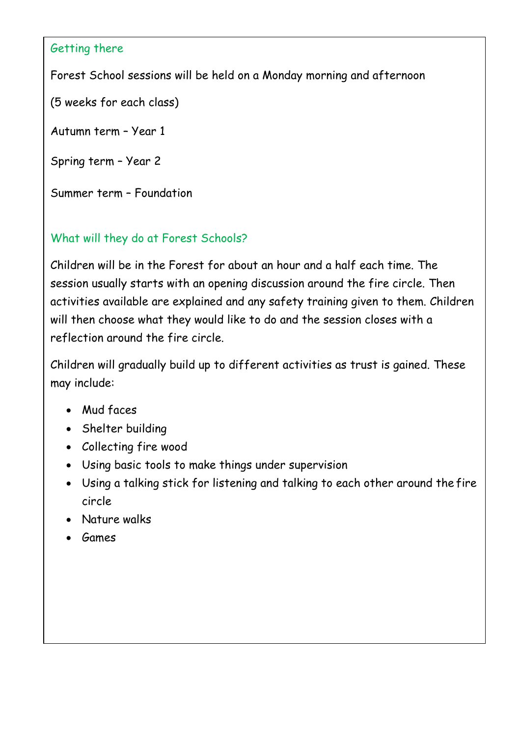## Getting there

Forest School sessions will be held on a Monday morning and afternoon

(5 weeks for each class)

Autumn term – Year 1

Spring term – Year 2

Summer term – Foundation

## What will they do at Forest Schools?

Children will be in the Forest for about an hour and a half each time. The session usually starts with an opening discussion around the fire circle. Then activities available are explained and any safety training given to them. Children will then choose what they would like to do and the session closes with a reflection around the fire circle.

Children will gradually build up to different activities as trust is gained. These may include:

- Mud faces
- Shelter building
- Collecting fire wood
- Using basic tools to make things under supervision
- Using a talking stick for listening and talking to each other around the fire circle
- Nature walks
- Games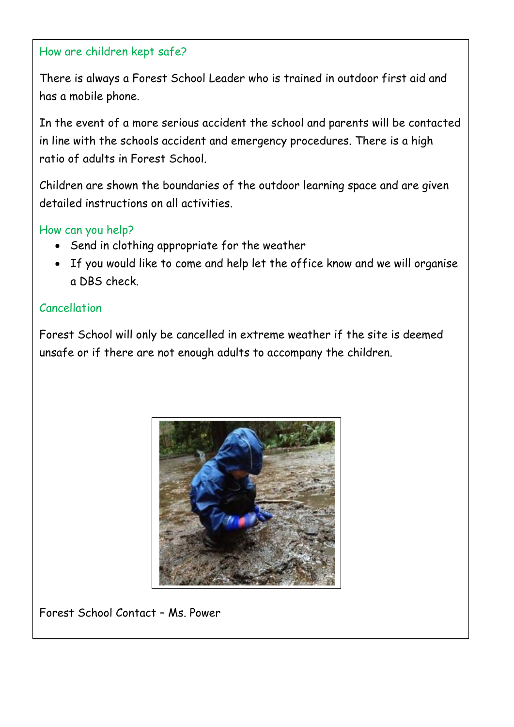## How are children kept safe?

There is always a Forest School Leader who is trained in outdoor first aid and has a mobile phone.

In the event of a more serious accident the school and parents will be contacted in line with the schools accident and emergency procedures. There is a high ratio of adults in Forest School.

Children are shown the boundaries of the outdoor learning space and are given detailed instructions on all activities.

## How can you help?

- Send in clothing appropriate for the weather
- If you would like to come and help let the office know and we will organise a DBS check.

## Cancellation

Forest School will only be cancelled in extreme weather if the site is deemed unsafe or if there are not enough adults to accompany the children.

Forest School Contact – Ms. Power